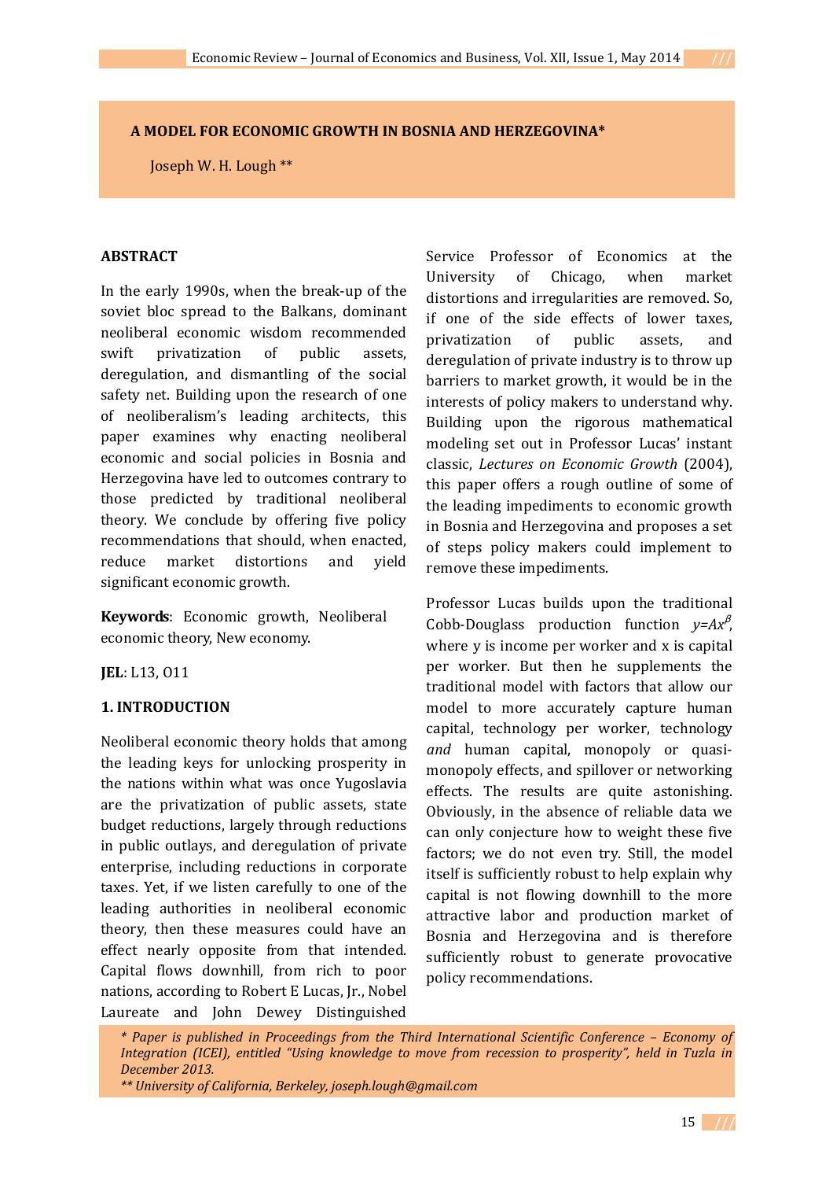# A MODEL FOR ECONOMIC GROWTH IN BOSNIA AND HERZEGOVINA*

Joseph W. H. Lough **

## ABSTRACT

In the early 1990s, when the break-up of the soviet bloc spread to the Balkans, dominant neoliberal economic wisdom recommended swift privatization of public assets, deregulation, and dismantling of the social safety net. Building upon the research of one of neoliberalism's leading architects, this paper examines why enacting neoliberal economic and social policies in Bosnia and Herzegovina have led to outcomes contrary to those predicted by traditional neoliberal theory. We conclude by offering five policy recommendations that should, when enacted, reduce market distortions and yield significant economic growth.

**Keywords**: Economic growth, Neoliberal economic theory, New economy.

**JEL**: L13, O11

## 1. INTRODUCTION

Neoliberal economic theory holds that among the leading keys for unlocking prosperity in the nations within what was once Yugoslavia are the privatization of public assets, state budget reductions, largely through reductions in public outlays, and deregulation of private enterprise, including reductions in corporate taxes. Yet, if we listen carefully to one of the leading authorities in neoliberal economic theory, then these measures could have an effect nearly opposite from that intended. Capital flows downhill, from rich to poor nations, according to Robert E Lucas, Jr., Nobel Laureate and John Dewey Distinguished Service Professor of Economics at the University of Chicago, when market distortions and irregularities are removed. So, if one of the side effects of lower taxes, privatization of public assets, and deregulation of private industry is to throw up barriers to market growth, it would be in the interests of policy makers to understand why. Building upon the rigorous mathematical modeling set out in Professor Lucas' instant classic, *Lectures on Economic Growth* (2004), this paper offers a rough outline of some of the leading impediments to economic growth in Bosnia and Herzegovina and proposes a set of steps policy makers could implement to remove these impediments.

Professor Lucas builds upon the traditional Cobb-Douglass production function $y=Ax^{\beta}$, where y is income per worker and x is capital per worker. But then he supplements the traditional model with factors that allow our model to more accurately capture human capital, technology per worker, technology *and* human capital, monopoly or quasi-monopoly effects, and spillover or networking effects. The results are quite astonishing. Obviously, in the absence of reliable data we can only conjecture how to weight these five factors; we do not even try. Still, the model itself is sufficiently robust to help explain why capital is not flowing downhill to the more attractive labor and production market of Bosnia and Herzegovina and is therefore sufficiently robust to generate provocative policy recommendations.

*\* Paper is published in Proceedings from the Third International Scientific Conference – Economy of Integration (ICEI), entitled "Using knowledge to move from recession to prosperity", held in Tuzla in December 2013.*

*\*\* University of California, Berkeley, joseph.lough@gmail.com*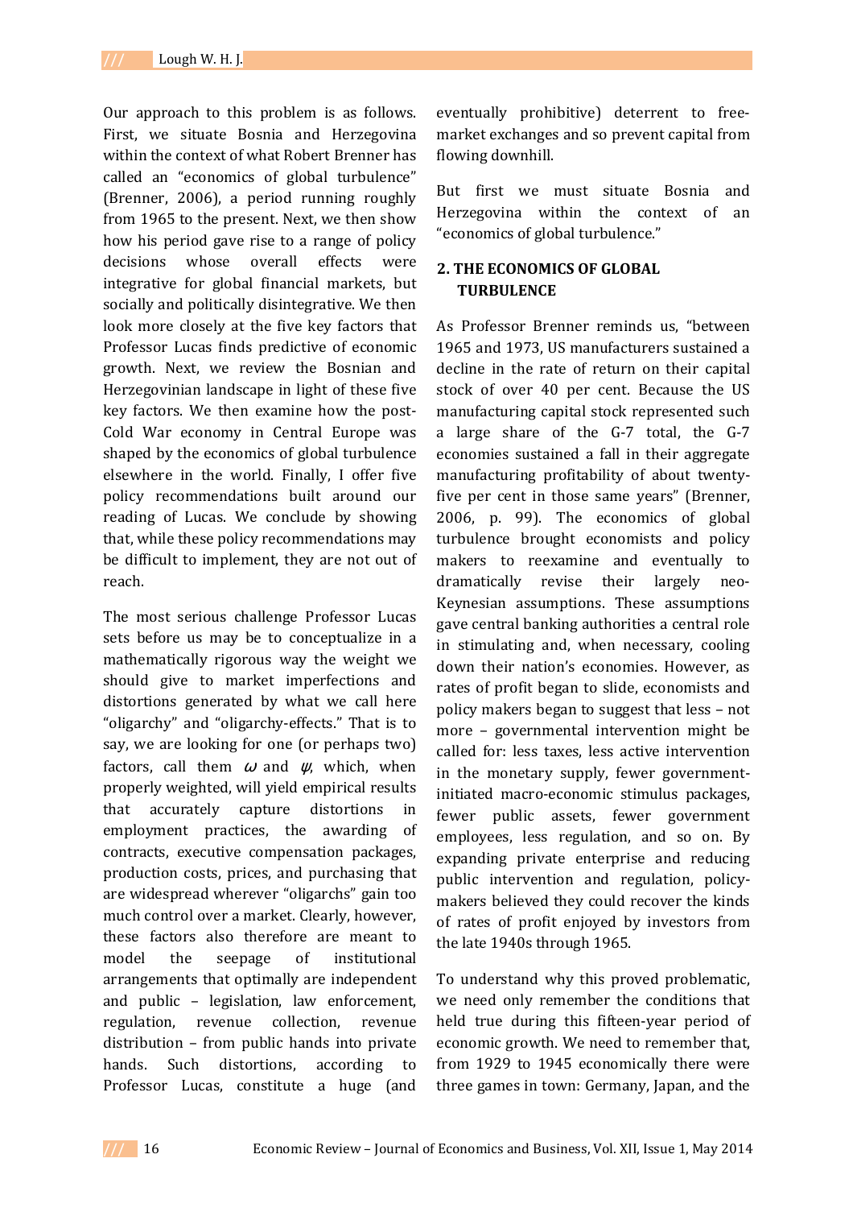Our approach to this problem is as follows. First, we situate Bosnia and Herzegovina within the context of what Robert Brenner has called an "economics of global turbulence" (Brenner, 2006), a period running roughly from 1965 to the present. Next, we then show how his period gave rise to a range of policy decisions whose overall effects were integrative for global financial markets, but socially and politically disintegrative. We then look more closely at the five key factors that Professor Lucas finds predictive of economic growth. Next, we review the Bosnian and Herzegovinian landscape in light of these five key factors. We then examine how the post-Cold War economy in Central Europe was shaped by the economics of global turbulence elsewhere in the world. Finally, I offer five policy recommendations built around our reading of Lucas. We conclude by showing that, while these policy recommendations may be difficult to implement, they are not out of reach.

The most serious challenge Professor Lucas sets before us may be to conceptualize in a mathematically rigorous way the weight we should give to market imperfections and distortions generated by what we call here "oligarchy" and "oligarchy-effects." That is to say, we are looking for one (or perhaps two) factors, call them $\omega$ and $\psi$, which, when properly weighted, will yield empirical results that accurately capture distortions in employment practices, the awarding of contracts, executive compensation packages, production costs, prices, and purchasing that are widespread wherever "oligarchs" gain too much control over a market. Clearly, however, these factors also therefore are meant to model the seepage of institutional arrangements that optimally are independent and public – legislation, law enforcement, regulation, revenue collection, revenue distribution – from public hands into private hands. Such distortions, according to Professor Lucas, constitute a huge (and eventually prohibitive) deterrent to free-market exchanges and so prevent capital from flowing downhill.

But first we must situate Bosnia and Herzegovina within the context of an "economics of global turbulence."

## 2. THE ECONOMICS OF GLOBAL TURBULENCE

As Professor Brenner reminds us, "between 1965 and 1973, US manufacturers sustained a decline in the rate of return on their capital stock of over 40 per cent. Because the US manufacturing capital stock represented such a large share of the G-7 total, the G-7 economies sustained a fall in their aggregate manufacturing profitability of about twenty-five per cent in those same years" (Brenner, 2006, p. 99). The economics of global turbulence brought economists and policy makers to reexamine and eventually to dramatically revise their largely neo-Keynesian assumptions. These assumptions gave central banking authorities a central role in stimulating and, when necessary, cooling down their nation's economies. However, as rates of profit began to slide, economists and policy makers began to suggest that less – not more – governmental intervention might be called for: less taxes, less active intervention in the monetary supply, fewer government-initiated macro-economic stimulus packages, fewer public assets, fewer government employees, less regulation, and so on. By expanding private enterprise and reducing public intervention and regulation, policy-makers believed they could recover the kinds of rates of profit enjoyed by investors from the late 1940s through 1965.

To understand why this proved problematic, we need only remember the conditions that held true during this fifteen-year period of economic growth. We need to remember that, from 1929 to 1945 economically there were three games in town: Germany, Japan, and the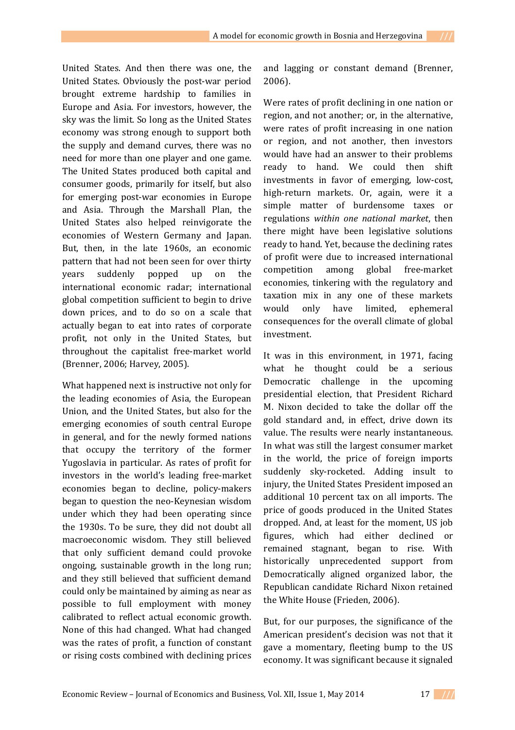United States. And then there was one, the United States. Obviously the post-war period brought extreme hardship to families in Europe and Asia. For investors, however, the sky was the limit. So long as the United States economy was strong enough to support both the supply and demand curves, there was no need for more than one player and one game. The United States produced both capital and consumer goods, primarily for itself, but also for emerging post-war economies in Europe and Asia. Through the Marshall Plan, the United States also helped reinvigorate the economies of Western Germany and Japan. But, then, in the late 1960s, an economic pattern that had not been seen for over thirty years suddenly popped up on the international economic radar; international global competition sufficient to begin to drive down prices, and to do so on a scale that actually began to eat into rates of corporate profit, not only in the United States, but throughout the capitalist free-market world (Brenner, 2006; Harvey, 2005).

What happened next is instructive not only for the leading economies of Asia, the European Union, and the United States, but also for the emerging economies of south central Europe in general, and for the newly formed nations that occupy the territory of the former Yugoslavia in particular. As rates of profit for investors in the world's leading free-market economies began to decline, policy-makers began to question the neo-Keynesian wisdom under which they had been operating since the 1930s. To be sure, they did not doubt all macroeconomic wisdom. They still believed that only sufficient demand could provoke ongoing, sustainable growth in the long run; and they still believed that sufficient demand could only be maintained by aiming as near as possible to full employment with money calibrated to reflect actual economic growth. None of this had changed. What had changed was the rates of profit, a function of constant or rising costs combined with declining prices and lagging or constant demand (Brenner, 2006).

Were rates of profit declining in one nation or region, and not another; or, in the alternative, were rates of profit increasing in one nation or region, and not another, then investors would have had an answer to their problems ready to hand. We could then shift investments in favor of emerging, low-cost, high-return markets. Or, again, were it a simple matter of burdensome taxes or regulations *within one national market*, then there might have been legislative solutions ready to hand. Yet, because the declining rates of profit were due to increased international competition among global free-market economies, tinkering with the regulatory and taxation mix in any one of these markets would only have limited, ephemeral consequences for the overall climate of global investment.

It was in this environment, in 1971, facing what he thought could be a serious Democratic challenge in the upcoming presidential election, that President Richard M. Nixon decided to take the dollar off the gold standard and, in effect, drive down its value. The results were nearly instantaneous. In what was still the largest consumer market in the world, the price of foreign imports suddenly sky-rocketed. Adding insult to injury, the United States President imposed an additional 10 percent tax on all imports. The price of goods produced in the United States dropped. And, at least for the moment, US job figures, which had either declined or remained stagnant, began to rise. With historically unprecedented support from Democratically aligned organized labor, the Republican candidate Richard Nixon retained the White House (Frieden, 2006).

But, for our purposes, the significance of the American president's decision was not that it gave a momentary, fleeting bump to the US economy. It was significant because it signaled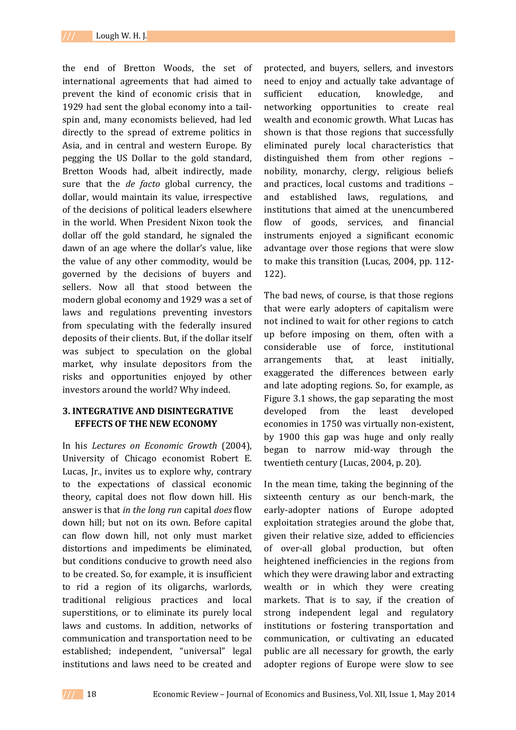the end of Bretton Woods, the set of international agreements that had aimed to prevent the kind of economic crisis that in 1929 had sent the global economy into a tail-spin and, many economists believed, had led directly to the spread of extreme politics in Asia, and in central and western Europe. By pegging the US Dollar to the gold standard, Bretton Woods had, albeit indirectly, made sure that the *de facto* global currency, the dollar, would maintain its value, irrespective of the decisions of political leaders elsewhere in the world. When President Nixon took the dollar off the gold standard, he signaled the dawn of an age where the dollar's value, like the value of any other commodity, would be governed by the decisions of buyers and sellers. Now all that stood between the modern global economy and 1929 was a set of laws and regulations preventing investors from speculating with the federally insured deposits of their clients. But, if the dollar itself was subject to speculation on the global market, why insulate depositors from the risks and opportunities enjoyed by other investors around the world? Why indeed.

## 3. INTEGRATIVE AND DISINTEGRATIVE EFFECTS OF THE NEW ECONOMY

In his *Lectures on Economic Growth* (2004), University of Chicago economist Robert E. Lucas, Jr., invites us to explore why, contrary to the expectations of classical economic theory, capital does not flow down hill. His answer is that *in the long run* capital *does* flow down hill; but not on its own. Before capital can flow down hill, not only must market distortions and impediments be eliminated, but conditions conducive to growth need also to be created. So, for example, it is insufficient to rid a region of its oligarchs, warlords, traditional religious practices and local superstitions, or to eliminate its purely local laws and customs. In addition, networks of communication and transportation need to be established; independent, "universal" legal institutions and laws need to be created and protected, and buyers, sellers, and investors need to enjoy and actually take advantage of sufficient education, knowledge, and networking opportunities to create real wealth and economic growth. What Lucas has shown is that those regions that successfully eliminated purely local characteristics that distinguished them from other regions – nobility, monarchy, clergy, religious beliefs and practices, local customs and traditions – and established laws, regulations, and institutions that aimed at the unencumbered flow of goods, services, and financial instruments enjoyed a significant economic advantage over those regions that were slow to make this transition (Lucas, 2004, pp. 112-122).

The bad news, of course, is that those regions that were early adopters of capitalism were not inclined to wait for other regions to catch up before imposing on them, often with a considerable use of force, institutional arrangements that, at least initially, exaggerated the differences between early and late adopting regions. So, for example, as Figure 3.1 shows, the gap separating the most developed from the least developed economies in 1750 was virtually non-existent, by 1900 this gap was huge and only really began to narrow mid-way through the twentieth century (Lucas, 2004, p. 20).

In the mean time, taking the beginning of the sixteenth century as our bench-mark, the early-adopter nations of Europe adopted exploitation strategies around the globe that, given their relative size, added to efficiencies of over-all global production, but often heightened inefficiencies in the regions from which they were drawing labor and extracting wealth or in which they were creating markets. That is to say, if the creation of strong independent legal and regulatory institutions or fostering transportation and communication, or cultivating an educated public are all necessary for growth, the early adopter regions of Europe were slow to see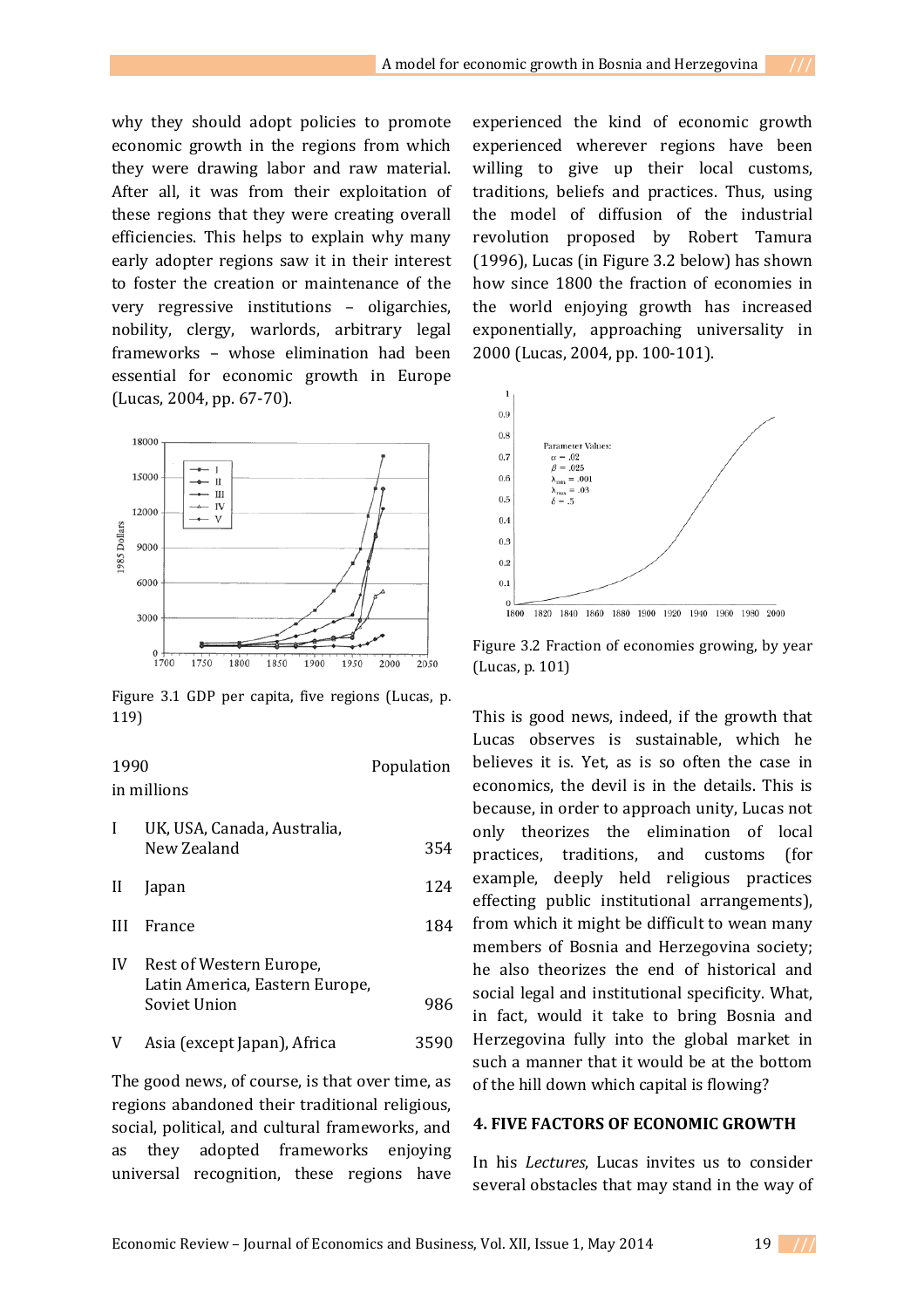why they should adopt policies to promote economic growth in the regions from which they were drawing labor and raw material. After all, it was from their exploitation of these regions that they were creating overall efficiencies. This helps to explain why many early adopter regions saw it in their interest to foster the creation or maintenance of the very regressive institutions – oligarchies, nobility, clergy, warlords, arbitrary legal frameworks – whose elimination had been essential for economic growth in Europe (Lucas, 2004, pp. 67-70).

Figure 3.1 GDP per capita, five regions (Lucas, p. 119)

| 1990 | | Population in millions |
|---|---|---|
| I | UK, USA, Canada, Australia, New Zealand | 354 |
| II | Japan | 124 |
| III | France | 184 |
| IV | Rest of Western Europe, Latin America, Eastern Europe, Soviet Union | 986 |
| V | Asia (except Japan), Africa | 3590 |

The good news, of course, is that over time, as regions abandoned their traditional religious, social, political, and cultural frameworks, and as they adopted frameworks enjoying universal recognition, these regions have experienced the kind of economic growth experienced wherever regions have been willing to give up their local customs, traditions, beliefs and practices. Thus, using the model of diffusion of the industrial revolution proposed by Robert Tamura (1996), Lucas (in Figure 3.2 below) has shown how since 1800 the fraction of economies in the world enjoying growth has increased exponentially, approaching universality in 2000 (Lucas, 2004, pp. 100-101).

Figure 3.2 Fraction of economies growing, by year (Lucas, p. 101)

This is good news, indeed, if the growth that Lucas observes is sustainable, which he believes it is. Yet, as is so often the case in economics, the devil is in the details. This is because, in order to approach unity, Lucas not only theorizes the elimination of local practices, traditions, and customs (for example, deeply held religious practices effecting public institutional arrangements), from which it might be difficult to wean many members of Bosnia and Herzegovina society; he also theorizes the end of historical and social legal and institutional specificity. What, in fact, would it take to bring Bosnia and Herzegovina fully into the global market in such a manner that it would be at the bottom of the hill down which capital is flowing?

## 4. FIVE FACTORS OF ECONOMIC GROWTH

In his *Lectures*, Lucas invites us to consider several obstacles that may stand in the way of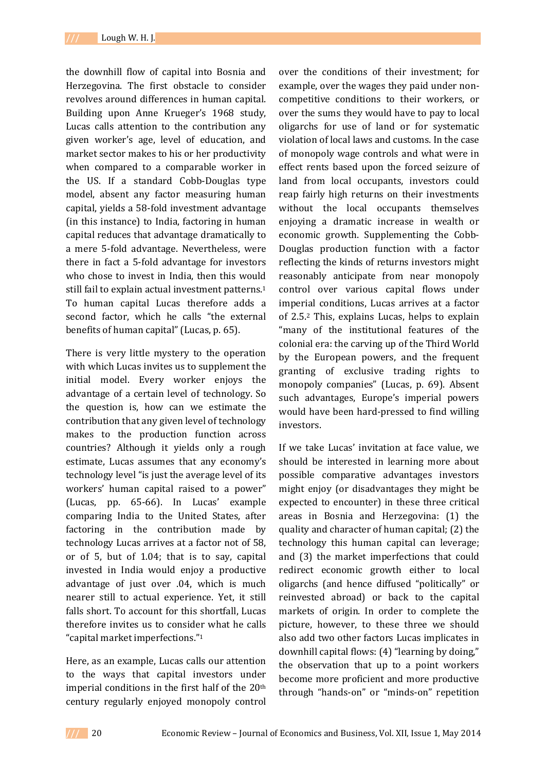the downhill flow of capital into Bosnia and Herzegovina. The first obstacle to consider revolves around differences in human capital. Building upon Anne Krueger's 1968 study, Lucas calls attention to the contribution any given worker's age, level of education, and market sector makes to his or her productivity when compared to a comparable worker in the US. If a standard Cobb-Douglas type model, absent any factor measuring human capital, yields a 58-fold investment advantage (in this instance) to India, factoring in human capital reduces that advantage dramatically to a mere 5-fold advantage. Nevertheless, were there in fact a 5-fold advantage for investors who chose to invest in India, then this would still fail to explain actual investment patterns.[1] To human capital Lucas therefore adds a second factor, which he calls "the external benefits of human capital" (Lucas, p. 65).

There is very little mystery to the operation with which Lucas invites us to supplement the initial model. Every worker enjoys the advantage of a certain level of technology. So the question is, how can we estimate the contribution that any given level of technology makes to the production function across countries? Although it yields only a rough estimate, Lucas assumes that any economy's technology level "is just the average level of its workers' human capital raised to a power" (Lucas, pp. 65-66). In Lucas' example comparing India to the United States, after factoring in the contribution made by technology Lucas arrives at a factor not of 58, or of 5, but of 1.04; that is to say, capital invested in India would enjoy a productive advantage of just over .04, which is much nearer still to actual experience. Yet, it still falls short. To account for this shortfall, Lucas therefore invites us to consider what he calls "capital market imperfections."[1]

Here, as an example, Lucas calls our attention to the ways that capital investors under imperial conditions in the first half of the 20th century regularly enjoyed monopoly control over the conditions of their investment; for example, over the wages they paid under non-competitive conditions to their workers, or over the sums they would have to pay to local oligarchs for use of land or for systematic violation of local laws and customs. In the case of monopoly wage controls and what were in effect rents based upon the forced seizure of land from local occupants, investors could reap fairly high returns on their investments without the local occupants themselves enjoying a dramatic increase in wealth or economic growth. Supplementing the Cobb-Douglas production function with a factor reflecting the kinds of returns investors might reasonably anticipate from near monopoly control over various capital flows under imperial conditions, Lucas arrives at a factor of 2.5.[2] This, explains Lucas, helps to explain "many of the institutional features of the colonial era: the carving up of the Third World by the European powers, and the frequent granting of exclusive trading rights to monopoly companies" (Lucas, p. 69). Absent such advantages, Europe's imperial powers would have been hard-pressed to find willing investors.

If we take Lucas' invitation at face value, we should be interested in learning more about possible comparative advantages investors might enjoy (or disadvantages they might be expected to encounter) in these three critical areas in Bosnia and Herzegovina: (1) the quality and character of human capital; (2) the technology this human capital can leverage; and (3) the market imperfections that could redirect economic growth either to local oligarchs (and hence diffused "politically" or reinvested abroad) or back to the capital markets of origin. In order to complete the picture, however, to these three we should also add two other factors Lucas implicates in downhill capital flows: (4) "learning by doing," the observation that up to a point workers become more proficient and more productive through "hands-on" or "minds-on" repetition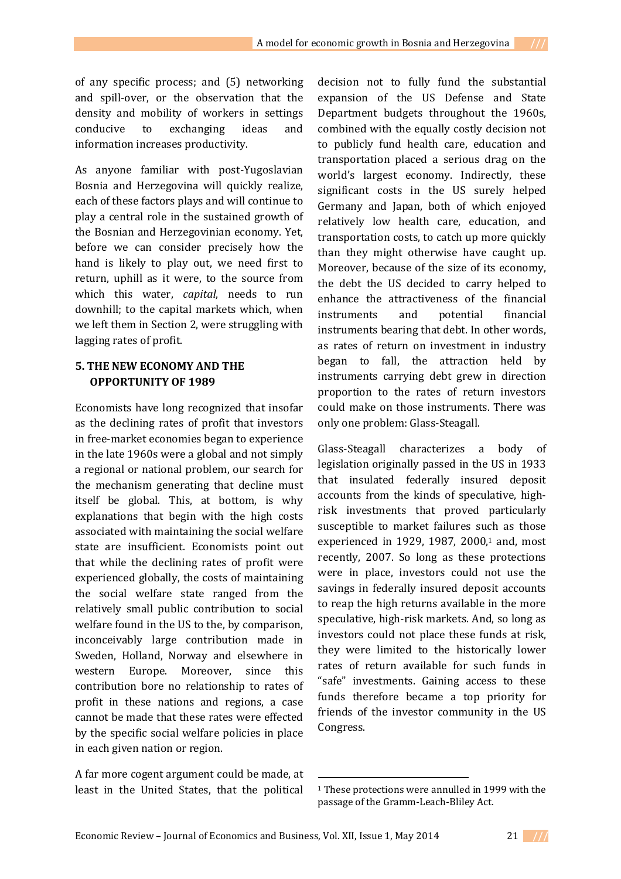of any specific process; and (5) networking and spill-over, or the observation that the density and mobility of workers in settings conducive to exchanging ideas and information increases productivity.

As anyone familiar with post-Yugoslavian Bosnia and Herzegovina will quickly realize, each of these factors plays and will continue to play a central role in the sustained growth of the Bosnian and Herzegovinian economy. Yet, before we can consider precisely how the hand is likely to play out, we need first to return, uphill as it were, to the source from which this water, *capital*, needs to run downhill; to the capital markets which, when we left them in Section 2, were struggling with lagging rates of profit.

## 5. THE NEW ECONOMY AND THE OPPORTUNITY OF 1989

Economists have long recognized that insofar as the declining rates of profit that investors in free-market economies began to experience in the late 1960s were a global and not simply a regional or national problem, our search for the mechanism generating that decline must itself be global. This, at bottom, is why explanations that begin with the high costs associated with maintaining the social welfare state are insufficient. Economists point out that while the declining rates of profit were experienced globally, the costs of maintaining the social welfare state ranged from the relatively small public contribution to social welfare found in the US to the, by comparison, inconceivably large contribution made in Sweden, Holland, Norway and elsewhere in western Europe. Moreover, since this contribution bore no relationship to rates of profit in these nations and regions, a case cannot be made that these rates were effected by the specific social welfare policies in place in each given nation or region.

A far more cogent argument could be made, at least in the United States, that the political decision not to fully fund the substantial expansion of the US Defense and State Department budgets throughout the 1960s, combined with the equally costly decision not to publicly fund health care, education and transportation placed a serious drag on the world's largest economy. Indirectly, these significant costs in the US surely helped Germany and Japan, both of which enjoyed relatively low health care, education, and transportation costs, to catch up more quickly than they might otherwise have caught up. Moreover, because of the size of its economy, the debt the US decided to carry helped to enhance the attractiveness of the financial instruments and potential financial instruments bearing that debt. In other words, as rates of return on investment in industry began to fall, the attraction held by instruments carrying debt grew in direction proportion to the rates of return investors could make on those instruments. There was only one problem: Glass-Steagall.

Glass-Steagall characterizes a body of legislation originally passed in the US in 1933 that insulated federally insured deposit accounts from the kinds of speculative, high-risk investments that proved particularly susceptible to market failures such as those experienced in 1929, 1987, 2000,[1] and, most recently, 2007. So long as these protections were in place, investors could not use the savings in federally insured deposit accounts to reap the high returns available in the more speculative, high-risk markets. And, so long as investors could not place these funds at risk, they were limited to the historically lower rates of return available for such funds in "safe" investments. Gaining access to these funds therefore became a top priority for friends of the investor community in the US Congress.

---

[1] These protections were annulled in 1999 with the passage of the Gramm-Leach-Bliley Act.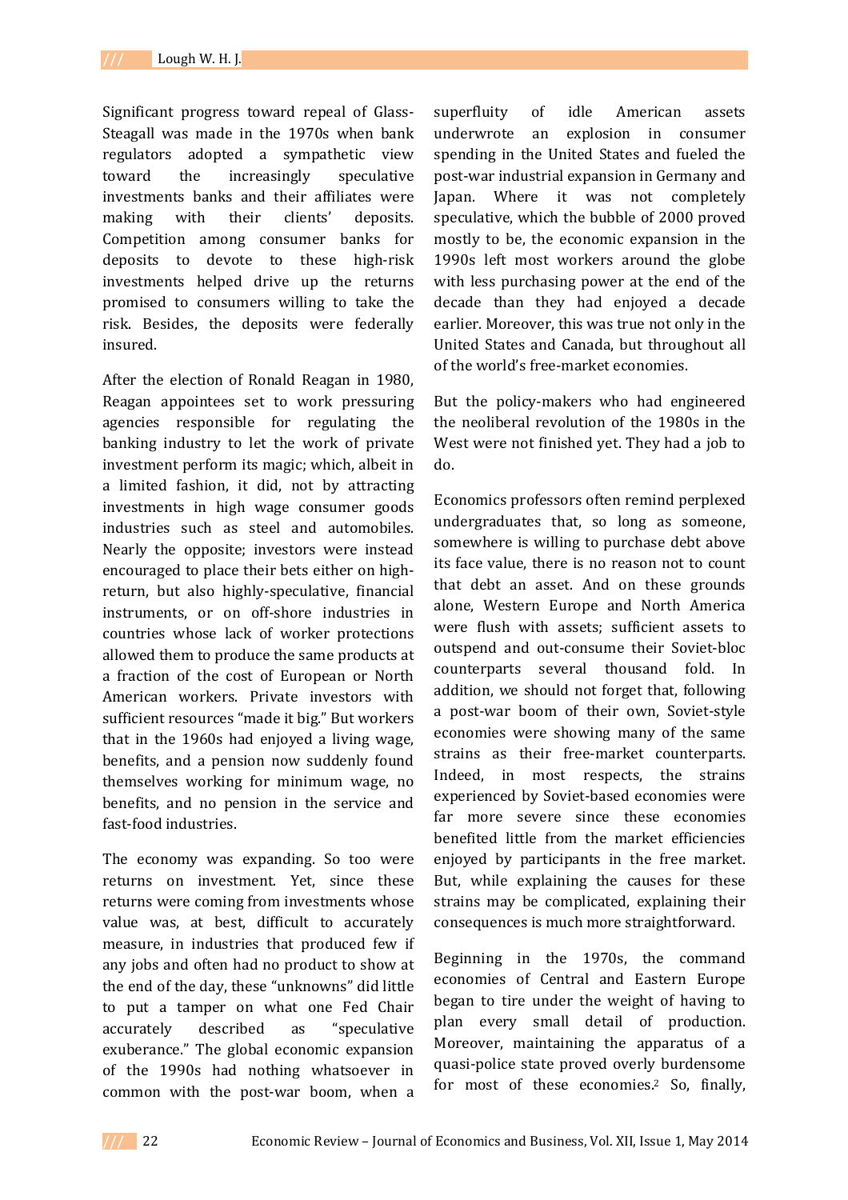Significant progress toward repeal of Glass-Steagall was made in the 1970s when bank regulators adopted a sympathetic view toward the increasingly speculative investments banks and their affiliates were making with their clients' deposits. Competition among consumer banks for deposits to devote to these high-risk investments helped drive up the returns promised to consumers willing to take the risk. Besides, the deposits were federally insured.

After the election of Ronald Reagan in 1980, Reagan appointees set to work pressuring agencies responsible for regulating the banking industry to let the work of private investment perform its magic; which, albeit in a limited fashion, it did, not by attracting investments in high wage consumer goods industries such as steel and automobiles. Nearly the opposite; investors were instead encouraged to place their bets either on high-return, but also highly-speculative, financial instruments, or on off-shore industries in countries whose lack of worker protections allowed them to produce the same products at a fraction of the cost of European or North American workers. Private investors with sufficient resources "made it big." But workers that in the 1960s had enjoyed a living wage, benefits, and a pension now suddenly found themselves working for minimum wage, no benefits, and no pension in the service and fast-food industries.

The economy was expanding. So too were returns on investment. Yet, since these returns were coming from investments whose value was, at best, difficult to accurately measure, in industries that produced few if any jobs and often had no product to show at the end of the day, these "unknowns" did little to put a tamper on what one Fed Chair accurately described as "speculative exuberance." The global economic expansion of the 1990s had nothing whatsoever in common with the post-war boom, when a superfluity of idle American assets underwrote an explosion in consumer spending in the United States and fueled the post-war industrial expansion in Germany and Japan. Where it was not completely speculative, which the bubble of 2000 proved mostly to be, the economic expansion in the 1990s left most workers around the globe with less purchasing power at the end of the decade than they had enjoyed a decade earlier. Moreover, this was true not only in the United States and Canada, but throughout all of the world's free-market economies.

But the policy-makers who had engineered the neoliberal revolution of the 1980s in the West were not finished yet. They had a job to do.

Economics professors often remind perplexed undergraduates that, so long as someone, somewhere is willing to purchase debt above its face value, there is no reason not to count that debt an asset. And on these grounds alone, Western Europe and North America were flush with assets; sufficient assets to outspend and out-consume their Soviet-bloc counterparts several thousand fold. In addition, we should not forget that, following a post-war boom of their own, Soviet-style economies were showing many of the same strains as their free-market counterparts. Indeed, in most respects, the strains experienced by Soviet-based economies were far more severe since these economies benefited little from the market efficiencies enjoyed by participants in the free market. But, while explaining the causes for these strains may be complicated, explaining their consequences is much more straightforward.

Beginning in the 1970s, the command economies of Central and Eastern Europe began to tire under the weight of having to plan every small detail of production. Moreover, maintaining the apparatus of a quasi-police state proved overly burdensome for most of these economies.[2] So, finally,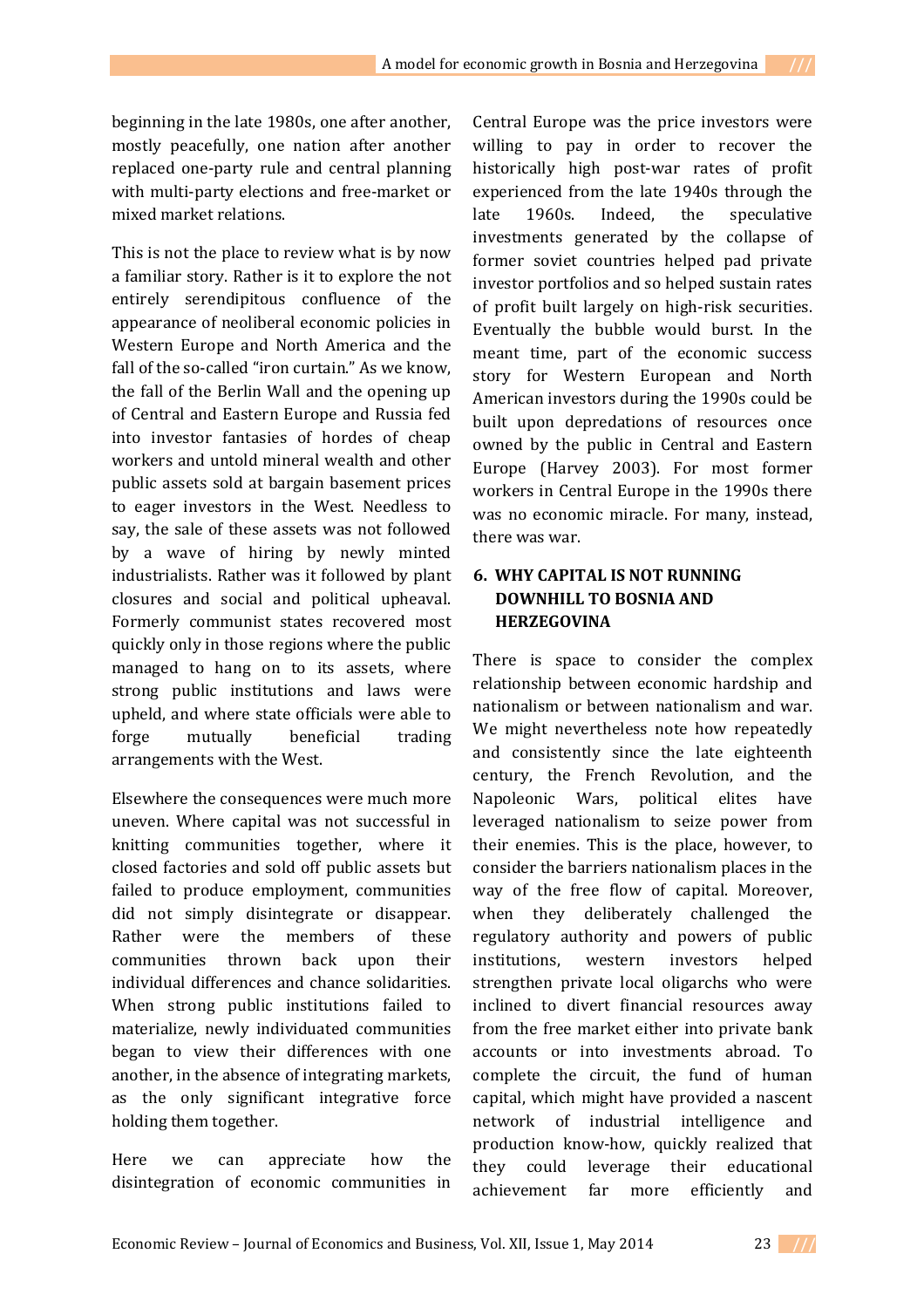beginning in the late 1980s, one after another, mostly peacefully, one nation after another replaced one-party rule and central planning with multi-party elections and free-market or mixed market relations.

This is not the place to review what is by now a familiar story. Rather is it to explore the not entirely serendipitous confluence of the appearance of neoliberal economic policies in Western Europe and North America and the fall of the so-called "iron curtain." As we know, the fall of the Berlin Wall and the opening up of Central and Eastern Europe and Russia fed into investor fantasies of hordes of cheap workers and untold mineral wealth and other public assets sold at bargain basement prices to eager investors in the West. Needless to say, the sale of these assets was not followed by a wave of hiring by newly minted industrialists. Rather was it followed by plant closures and social and political upheaval. Formerly communist states recovered most quickly only in those regions where the public managed to hang on to its assets, where strong public institutions and laws were upheld, and where state officials were able to forge mutually beneficial trading arrangements with the West.

Elsewhere the consequences were much more uneven. Where capital was not successful in knitting communities together, where it closed factories and sold off public assets but failed to produce employment, communities did not simply disintegrate or disappear. Rather were the members of these communities thrown back upon their individual differences and chance solidarities. When strong public institutions failed to materialize, newly individuated communities began to view their differences with one another, in the absence of integrating markets, as the only significant integrative force holding them together.

Here we can appreciate how the disintegration of economic communities in Central Europe was the price investors were willing to pay in order to recover the historically high post-war rates of profit experienced from the late 1940s through the late 1960s. Indeed, the speculative investments generated by the collapse of former soviet countries helped pad private investor portfolios and so helped sustain rates of profit built largely on high-risk securities. Eventually the bubble would burst. In the meant time, part of the economic success story for Western European and North American investors during the 1990s could be built upon depredations of resources once owned by the public in Central and Eastern Europe (Harvey 2003). For most former workers in Central Europe in the 1990s there was no economic miracle. For many, instead, there was war.

## 6. WHY CAPITAL IS NOT RUNNING DOWNHILL TO BOSNIA AND HERZEGOVINA

There is space to consider the complex relationship between economic hardship and nationalism or between nationalism and war. We might nevertheless note how repeatedly and consistently since the late eighteenth century, the French Revolution, and the Napoleonic Wars, political elites have leveraged nationalism to seize power from their enemies. This is the place, however, to consider the barriers nationalism places in the way of the free flow of capital. Moreover, when they deliberately challenged the regulatory authority and powers of public institutions, western investors helped strengthen private local oligarchs who were inclined to divert financial resources away from the free market either into private bank accounts or into investments abroad. To complete the circuit, the fund of human capital, which might have provided a nascent network of industrial intelligence and production know-how, quickly realized that they could leverage their educational achievement far more efficiently and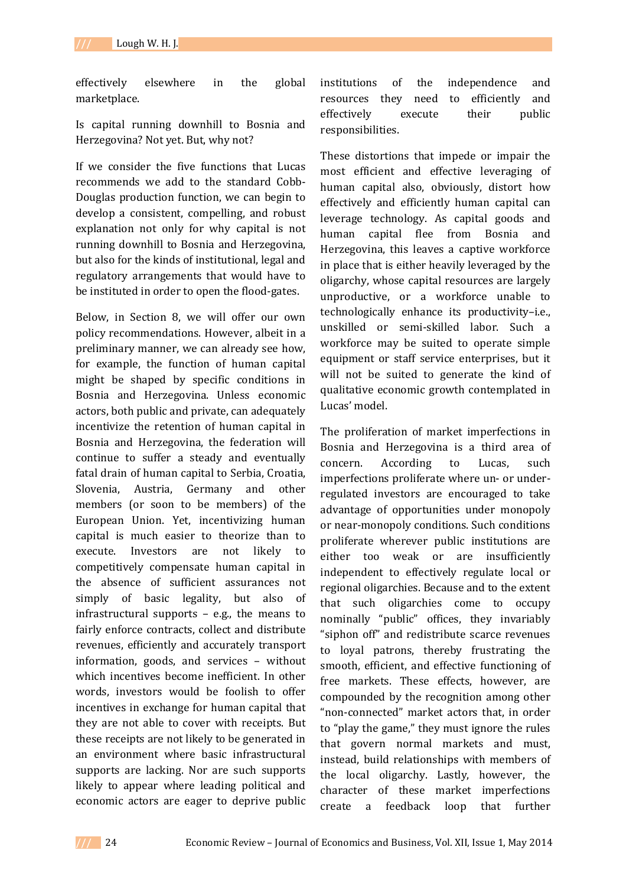effectively elsewhere in the global marketplace.

Is capital running downhill to Bosnia and Herzegovina? Not yet. But, why not?

If we consider the five functions that Lucas recommends we add to the standard Cobb-Douglas production function, we can begin to develop a consistent, compelling, and robust explanation not only for why capital is not running downhill to Bosnia and Herzegovina, but also for the kinds of institutional, legal and regulatory arrangements that would have to be instituted in order to open the flood-gates.

Below, in Section 8, we will offer our own policy recommendations. However, albeit in a preliminary manner, we can already see how, for example, the function of human capital might be shaped by specific conditions in Bosnia and Herzegovina. Unless economic actors, both public and private, can adequately incentivize the retention of human capital in Bosnia and Herzegovina, the federation will continue to suffer a steady and eventually fatal drain of human capital to Serbia, Croatia, Slovenia, Austria, Germany and other members (or soon to be members) of the European Union. Yet, incentivizing human capital is much easier to theorize than to execute. Investors are not likely to competitively compensate human capital in the absence of sufficient assurances not simply of basic legality, but also of infrastructural supports – e.g., the means to fairly enforce contracts, collect and distribute revenues, efficiently and accurately transport information, goods, and services – without which incentives become inefficient. In other words, investors would be foolish to offer incentives in exchange for human capital that they are not able to cover with receipts. But these receipts are not likely to be generated in an environment where basic infrastructural supports are lacking. Nor are such supports likely to appear where leading political and economic actors are eager to deprive public institutions of the independence and resources they need to efficiently and effectively execute their public responsibilities.

These distortions that impede or impair the most efficient and effective leveraging of human capital also, obviously, distort how effectively and efficiently human capital can leverage technology. As capital goods and human capital flee from Bosnia and Herzegovina, this leaves a captive workforce in place that is either heavily leveraged by the oligarchy, whose capital resources are largely unproductive, or a workforce unable to technologically enhance its productivity–i.e., unskilled or semi-skilled labor. Such a workforce may be suited to operate simple equipment or staff service enterprises, but it will not be suited to generate the kind of qualitative economic growth contemplated in Lucas' model.

The proliferation of market imperfections in Bosnia and Herzegovina is a third area of concern. According to Lucas, such imperfections proliferate where un- or under-regulated investors are encouraged to take advantage of opportunities under monopoly or near-monopoly conditions. Such conditions proliferate wherever public institutions are either too weak or are insufficiently independent to effectively regulate local or regional oligarchies. Because and to the extent that such oligarchies come to occupy nominally "public" offices, they invariably "siphon off" and redistribute scarce revenues to loyal patrons, thereby frustrating the smooth, efficient, and effective functioning of free markets. These effects, however, are compounded by the recognition among other "non-connected" market actors that, in order to "play the game," they must ignore the rules that govern normal markets and must, instead, build relationships with members of the local oligarchy. Lastly, however, the character of these market imperfections create a feedback loop that further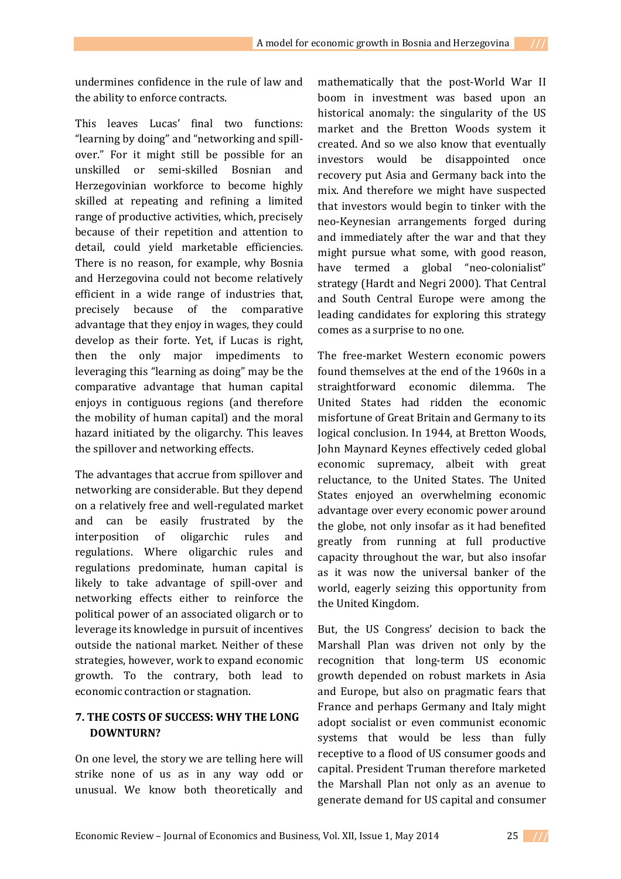undermines confidence in the rule of law and the ability to enforce contracts.

This leaves Lucas' final two functions: "learning by doing" and "networking and spill-over." For it might still be possible for an unskilled or semi-skilled Bosnian and Herzegovinian workforce to become highly skilled at repeating and refining a limited range of productive activities, which, precisely because of their repetition and attention to detail, could yield marketable efficiencies. There is no reason, for example, why Bosnia and Herzegovina could not become relatively efficient in a wide range of industries that, precisely because of the comparative advantage that they enjoy in wages, they could develop as their forte. Yet, if Lucas is right, then the only major impediments to leveraging this "learning as doing" may be the comparative advantage that human capital enjoys in contiguous regions (and therefore the mobility of human capital) and the moral hazard initiated by the oligarchy. This leaves the spillover and networking effects.

The advantages that accrue from spillover and networking are considerable. But they depend on a relatively free and well-regulated market and can be easily frustrated by the interposition of oligarchic rules and regulations. Where oligarchic rules and regulations predominate, human capital is likely to take advantage of spill-over and networking effects either to reinforce the political power of an associated oligarch or to leverage its knowledge in pursuit of incentives outside the national market. Neither of these strategies, however, work to expand economic growth. To the contrary, both lead to economic contraction or stagnation.

## 7. THE COSTS OF SUCCESS: WHY THE LONG DOWNTURN?

On one level, the story we are telling here will strike none of us as in any way odd or unusual. We know both theoretically and mathematically that the post-World War II boom in investment was based upon an historical anomaly: the singularity of the US market and the Bretton Woods system it created. And so we also know that eventually investors would be disappointed once recovery put Asia and Germany back into the mix. And therefore we might have suspected that investors would begin to tinker with the neo-Keynesian arrangements forged during and immediately after the war and that they might pursue what some, with good reason, have termed a global "neo-colonialist" strategy (Hardt and Negri 2000). That Central and South Central Europe were among the leading candidates for exploring this strategy comes as a surprise to no one.

The free-market Western economic powers found themselves at the end of the 1960s in a straightforward economic dilemma. The United States had ridden the economic misfortune of Great Britain and Germany to its logical conclusion. In 1944, at Bretton Woods, John Maynard Keynes effectively ceded global economic supremacy, albeit with great reluctance, to the United States. The United States enjoyed an overwhelming economic advantage over every economic power around the globe, not only insofar as it had benefited greatly from running at full productive capacity throughout the war, but also insofar as it was now the universal banker of the world, eagerly seizing this opportunity from the United Kingdom.

But, the US Congress' decision to back the Marshall Plan was driven not only by the recognition that long-term US economic growth depended on robust markets in Asia and Europe, but also on pragmatic fears that France and perhaps Germany and Italy might adopt socialist or even communist economic systems that would be less than fully receptive to a flood of US consumer goods and capital. President Truman therefore marketed the Marshall Plan not only as an avenue to generate demand for US capital and consumer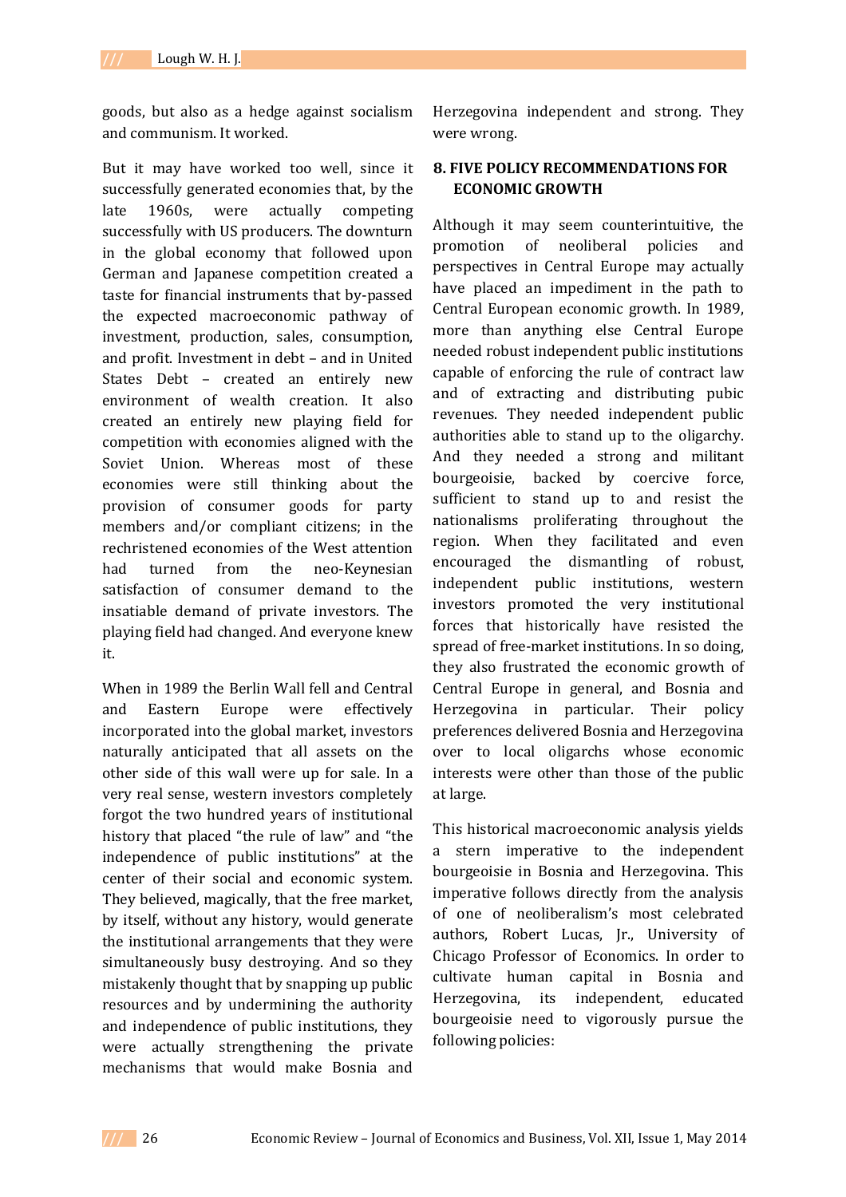goods, but also as a hedge against socialism and communism. It worked.

But it may have worked too well, since it successfully generated economies that, by the late 1960s, were actually competing successfully with US producers. The downturn in the global economy that followed upon German and Japanese competition created a taste for financial instruments that by-passed the expected macroeconomic pathway of investment, production, sales, consumption, and profit. Investment in debt – and in United States Debt – created an entirely new environment of wealth creation. It also created an entirely new playing field for competition with economies aligned with the Soviet Union. Whereas most of these economies were still thinking about the provision of consumer goods for party members and/or compliant citizens; in the rechristened economies of the West attention had turned from the neo-Keynesian satisfaction of consumer demand to the insatiable demand of private investors. The playing field had changed. And everyone knew it.

When in 1989 the Berlin Wall fell and Central and Eastern Europe were effectively incorporated into the global market, investors naturally anticipated that all assets on the other side of this wall were up for sale. In a very real sense, western investors completely forgot the two hundred years of institutional history that placed "the rule of law" and "the independence of public institutions" at the center of their social and economic system. They believed, magically, that the free market, by itself, without any history, would generate the institutional arrangements that they were simultaneously busy destroying. And so they mistakenly thought that by snapping up public resources and by undermining the authority and independence of public institutions, they were actually strengthening the private mechanisms that would make Bosnia and Herzegovina independent and strong. They were wrong.

## 8. FIVE POLICY RECOMMENDATIONS FOR ECONOMIC GROWTH

Although it may seem counterintuitive, the promotion of neoliberal policies and perspectives in Central Europe may actually have placed an impediment in the path to Central European economic growth. In 1989, more than anything else Central Europe needed robust independent public institutions capable of enforcing the rule of contract law and of extracting and distributing pubic revenues. They needed independent public authorities able to stand up to the oligarchy. And they needed a strong and militant bourgeoisie, backed by coercive force, sufficient to stand up to and resist the nationalisms proliferating throughout the region. When they facilitated and even encouraged the dismantling of robust, independent public institutions, western investors promoted the very institutional forces that historically have resisted the spread of free-market institutions. In so doing, they also frustrated the economic growth of Central Europe in general, and Bosnia and Herzegovina in particular. Their policy preferences delivered Bosnia and Herzegovina over to local oligarchs whose economic interests were other than those of the public at large.

This historical macroeconomic analysis yields a stern imperative to the independent bourgeoisie in Bosnia and Herzegovina. This imperative follows directly from the analysis of one of neoliberalism's most celebrated authors, Robert Lucas, Jr., University of Chicago Professor of Economics. In order to cultivate human capital in Bosnia and Herzegovina, its independent, educated bourgeoisie need to vigorously pursue the following policies: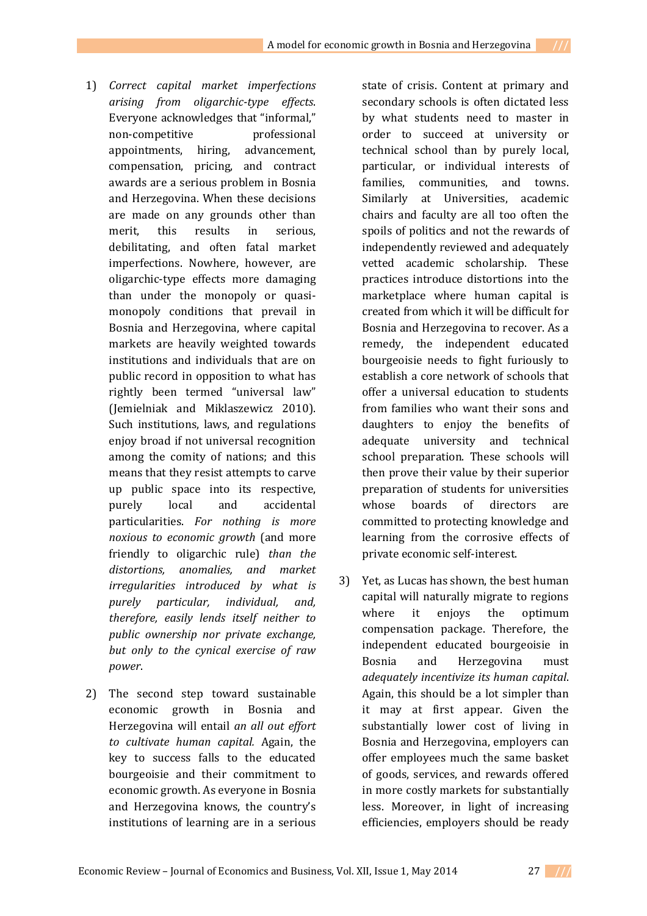1) *Correct capital market imperfections arising from oligarchic-type effects.* Everyone acknowledges that "informal," non-competitive professional appointments, hiring, advancement, compensation, pricing, and contract awards are a serious problem in Bosnia and Herzegovina. When these decisions are made on any grounds other than merit, this results in serious, debilitating, and often fatal market imperfections. Nowhere, however, are oligarchic-type effects more damaging than under the monopoly or quasi-monopoly conditions that prevail in Bosnia and Herzegovina, where capital markets are heavily weighted towards institutions and individuals that are on public record in opposition to what has rightly been termed "universal law" (Jemielniak and Miklaszewicz 2010). Such institutions, laws, and regulations enjoy broad if not universal recognition among the comity of nations; and this means that they resist attempts to carve up public space into its respective, purely local and accidental particularities. *For nothing is more noxious to economic growth* (and more friendly to oligarchic rule) *than the distortions, anomalies, and market irregularities introduced by what is purely particular, individual, and, therefore, easily lends itself neither to public ownership nor private exchange, but only to the cynical exercise of raw power.*

2) The second step toward sustainable economic growth in Bosnia and Herzegovina will entail *an all out effort to cultivate human capital.* Again, the key to success falls to the educated bourgeoisie and their commitment to economic growth. As everyone in Bosnia and Herzegovina knows, the country's institutions of learning are in a serious state of crisis. Content at primary and secondary schools is often dictated less by what students need to master in order to succeed at university or technical school than by purely local, particular, or individual interests of families, communities, and towns. Similarly at Universities, academic chairs and faculty are all too often the spoils of politics and not the rewards of independently reviewed and adequately vetted academic scholarship. These practices introduce distortions into the marketplace where human capital is created from which it will be difficult for Bosnia and Herzegovina to recover. As a remedy, the independent educated bourgeoisie needs to fight furiously to establish a core network of schools that offer a universal education to students from families who want their sons and daughters to enjoy the benefits of adequate university and technical school preparation. These schools will then prove their value by their superior preparation of students for universities whose boards of directors are committed to protecting knowledge and learning from the corrosive effects of private economic self-interest.

3) Yet, as Lucas has shown, the best human capital will naturally migrate to regions where it enjoys the optimum compensation package. Therefore, the independent educated bourgeoisie in Bosnia and Herzegovina must *adequately incentivize its human capital*. Again, this should be a lot simpler than it may at first appear. Given the substantially lower cost of living in Bosnia and Herzegovina, employers can offer employees much the same basket of goods, services, and rewards offered in more costly markets for substantially less. Moreover, in light of increasing efficiencies, employers should be ready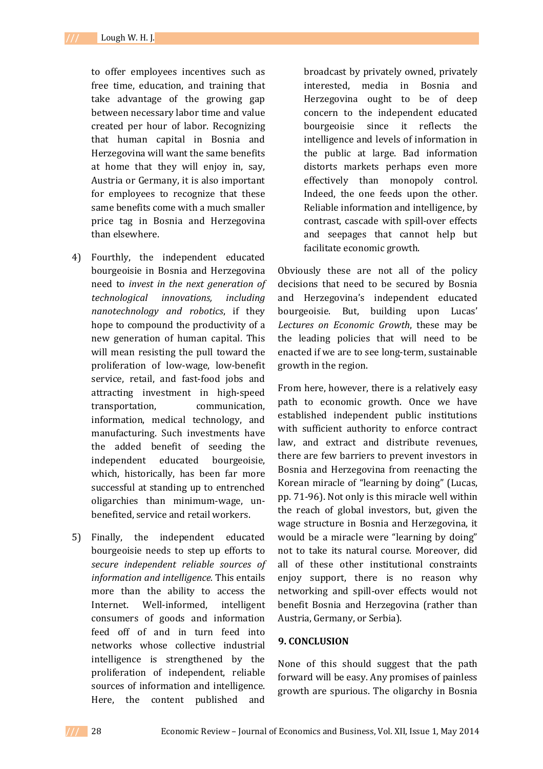to offer employees incentives such as free time, education, and training that take advantage of the growing gap between necessary labor time and value created per hour of labor. Recognizing that human capital in Bosnia and Herzegovina will want the same benefits at home that they will enjoy in, say, Austria or Germany, it is also important for employees to recognize that these same benefits come with a much smaller price tag in Bosnia and Herzegovina than elsewhere.

4) Fourthly, the independent educated bourgeoisie in Bosnia and Herzegovina need to *invest in the next generation of technological innovations, including nanotechnology and robotics*, if they hope to compound the productivity of a new generation of human capital. This will mean resisting the pull toward the proliferation of low-wage, low-benefit service, retail, and fast-food jobs and attracting investment in high-speed transportation, communication, information, medical technology, and manufacturing. Such investments have the added benefit of seeding the independent educated bourgeoisie, which, historically, has been far more successful at standing up to entrenched oligarchies than minimum-wage, un-benefited, service and retail workers.

5) Finally, the independent educated bourgeoisie needs to step up efforts to *secure independent reliable sources of information and intelligence.* This entails more than the ability to access the Internet. Well-informed, intelligent consumers of goods and information feed off of and in turn feed into networks whose collective industrial intelligence is strengthened by the proliferation of independent, reliable sources of information and intelligence. Here, the content published and broadcast by privately owned, privately interested, media in Bosnia and Herzegovina ought to be of deep concern to the independent educated bourgeoisie since it reflects the intelligence and levels of information in the public at large. Bad information distorts markets perhaps even more effectively than monopoly control. Indeed, the one feeds upon the other. Reliable information and intelligence, by contrast, cascade with spill-over effects and seepages that cannot help but facilitate economic growth.

Obviously these are not all of the policy decisions that need to be secured by Bosnia and Herzegovina's independent educated bourgeoisie. But, building upon Lucas' *Lectures on Economic Growth*, these may be the leading policies that will need to be enacted if we are to see long-term, sustainable growth in the region.

From here, however, there is a relatively easy path to economic growth. Once we have established independent public institutions with sufficient authority to enforce contract law, and extract and distribute revenues, there are few barriers to prevent investors in Bosnia and Herzegovina from reenacting the Korean miracle of "learning by doing" (Lucas, pp. 71-96). Not only is this miracle well within the reach of global investors, but, given the wage structure in Bosnia and Herzegovina, it would be a miracle were "learning by doing" not to take its natural course. Moreover, did all of these other institutional constraints enjoy support, there is no reason why networking and spill-over effects would not benefit Bosnia and Herzegovina (rather than Austria, Germany, or Serbia).

## 9. CONCLUSION

None of this should suggest that the path forward will be easy. Any promises of painless growth are spurious. The oligarchy in Bosnia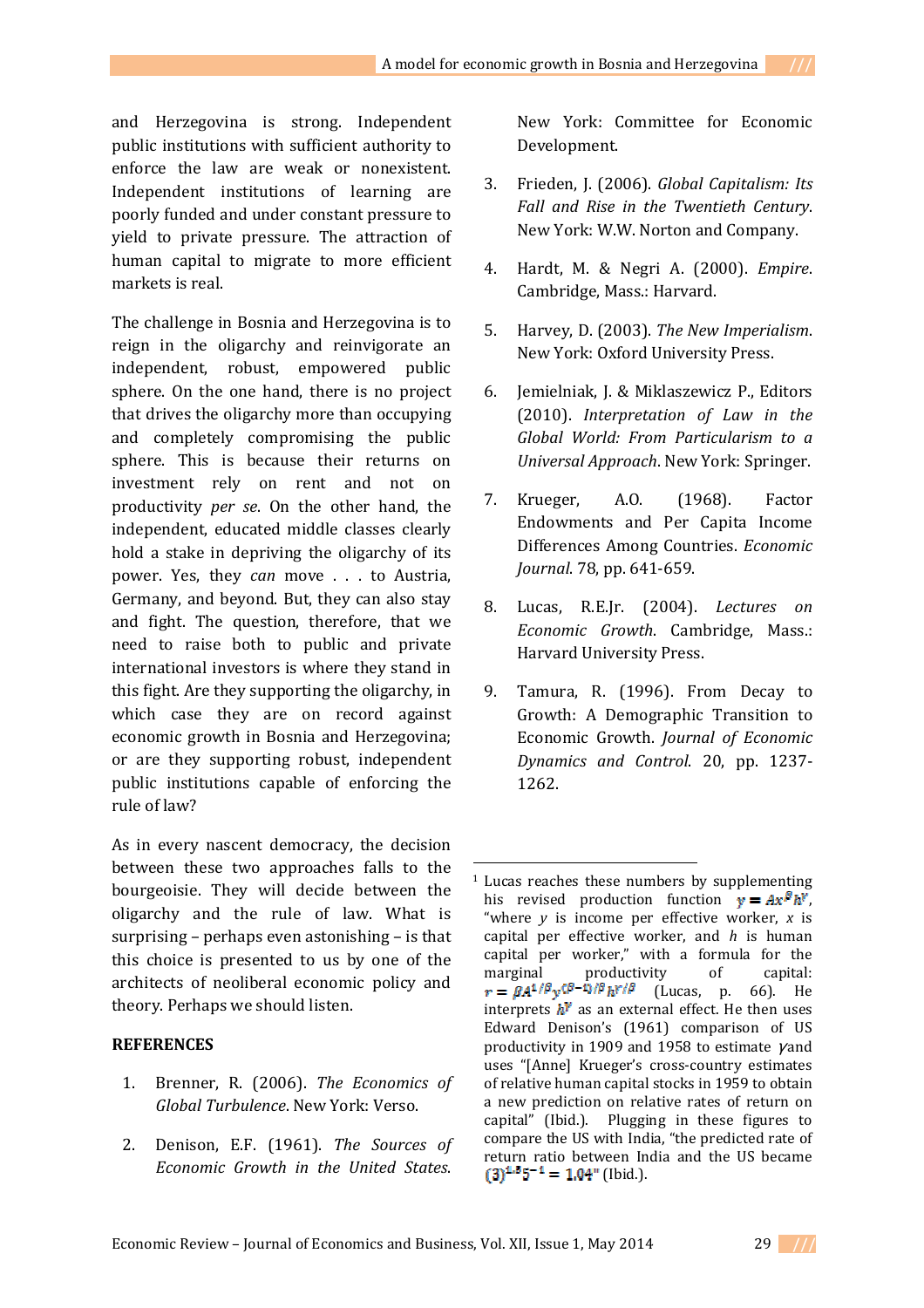and Herzegovina is strong. Independent public institutions with sufficient authority to enforce the law are weak or nonexistent. Independent institutions of learning are poorly funded and under constant pressure to yield to private pressure. The attraction of human capital to migrate to more efficient markets is real.

The challenge in Bosnia and Herzegovina is to reign in the oligarchy and reinvigorate an independent, robust, empowered public sphere. On the one hand, there is no project that drives the oligarchy more than occupying and completely compromising the public sphere. This is because their returns on investment rely on rent and not on productivity *per se*. On the other hand, the independent, educated middle classes clearly hold a stake in depriving the oligarchy of its power. Yes, they *can* move . . . to Austria, Germany, and beyond. But, they can also stay and fight. The question, therefore, that we need to raise both to public and private international investors is where they stand in this fight. Are they supporting the oligarchy, in which case they are on record against economic growth in Bosnia and Herzegovina; or are they supporting robust, independent public institutions capable of enforcing the rule of law?

As in every nascent democracy, the decision between these two approaches falls to the bourgeoisie. They will decide between the oligarchy and the rule of law. What is surprising – perhaps even astonishing – is that this choice is presented to us by one of the architects of neoliberal economic policy and theory. Perhaps we should listen.

**REFERENCES**

1. Brenner, R. (2006). *The Economics of Global Turbulence*. New York: Verso.
2. Denison, E.F. (1961). *The Sources of Economic Growth in the United States*. New York: Committee for Economic Development.
3. Frieden, J. (2006). *Global Capitalism: Its Fall and Rise in the Twentieth Century*. New York: W.W. Norton and Company.
4. Hardt, M. & Negri A. (2000). *Empire*. Cambridge, Mass.: Harvard.
5. Harvey, D. (2003). *The New Imperialism*. New York: Oxford University Press.
6. Jemielniak, J. & Miklaszewicz P., Editors (2010). *Interpretation of Law in the Global World: From Particularism to a Universal Approach*. New York: Springer.
7. Krueger, A.O. (1968). Factor Endowments and Per Capita Income Differences Among Countries. *Economic Journal*. 78, pp. 641-659.
8. Lucas, R.E.Jr. (2004). *Lectures on Economic Growth*. Cambridge, Mass.: Harvard University Press.
9. Tamura, R. (1996). From Decay to Growth: A Demographic Transition to Economic Growth. *Journal of Economic Dynamics and Control*. 20, pp. 1237-1262.

---

[1] Lucas reaches these numbers by supplementing his revised production function $y = Ax^{\beta}h^{\gamma}$, "where $y$ is income per effective worker, $x$ is capital per effective worker, and $h$ is human capital per worker," with a formula for the marginal productivity of capital: $r = \beta A^{1/\beta} y^{(\beta-1)/\beta} h^{\gamma/\beta}$ (Lucas, p. 66). He interprets $h^{\gamma}$ as an external effect. He then uses Edward Denison's (1961) comparison of US productivity in 1909 and 1958 to estimate $\gamma$ and uses "[Anne] Krueger's cross-country estimates of relative human capital stocks in 1959 to obtain a new prediction on relative rates of return on capital" (Ibid.). Plugging in these figures to compare the US with India, "the predicted rate of return ratio between India and the US became $(3)^{1.5}5^{-1} = 1.04$" (Ibid.).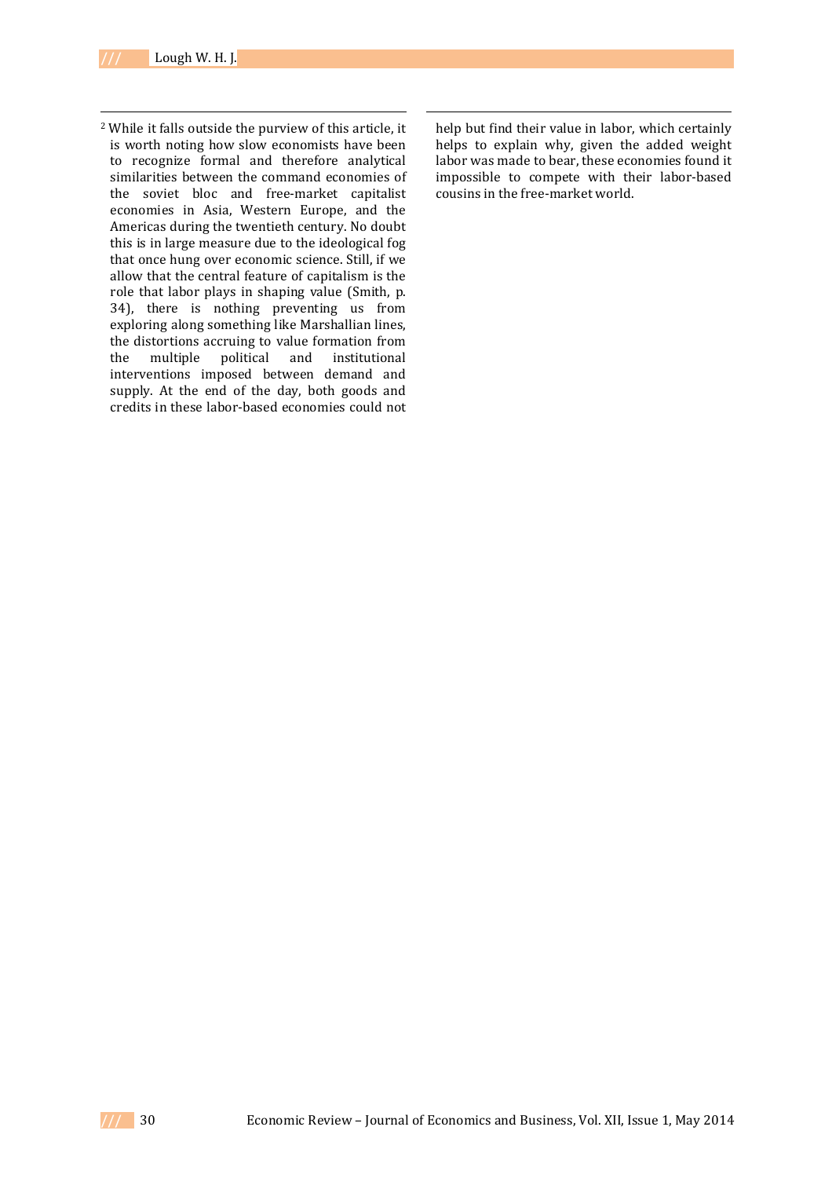[2] While it falls outside the purview of this article, it is worth noting how slow economists have been to recognize formal and therefore analytical similarities between the command economies of the soviet bloc and free-market capitalist economies in Asia, Western Europe, and the Americas during the twentieth century. No doubt this is in large measure due to the ideological fog that once hung over economic science. Still, if we allow that the central feature of capitalism is the role that labor plays in shaping value (Smith, p. 34), there is nothing preventing us from exploring along something like Marshallian lines, the distortions accruing to value formation from the multiple political and institutional interventions imposed between demand and supply. At the end of the day, both goods and credits in these labor-based economies could not help but find their value in labor, which certainly helps to explain why, given the added weight labor was made to bear, these economies found it impossible to compete with their labor-based cousins in the free-market world.